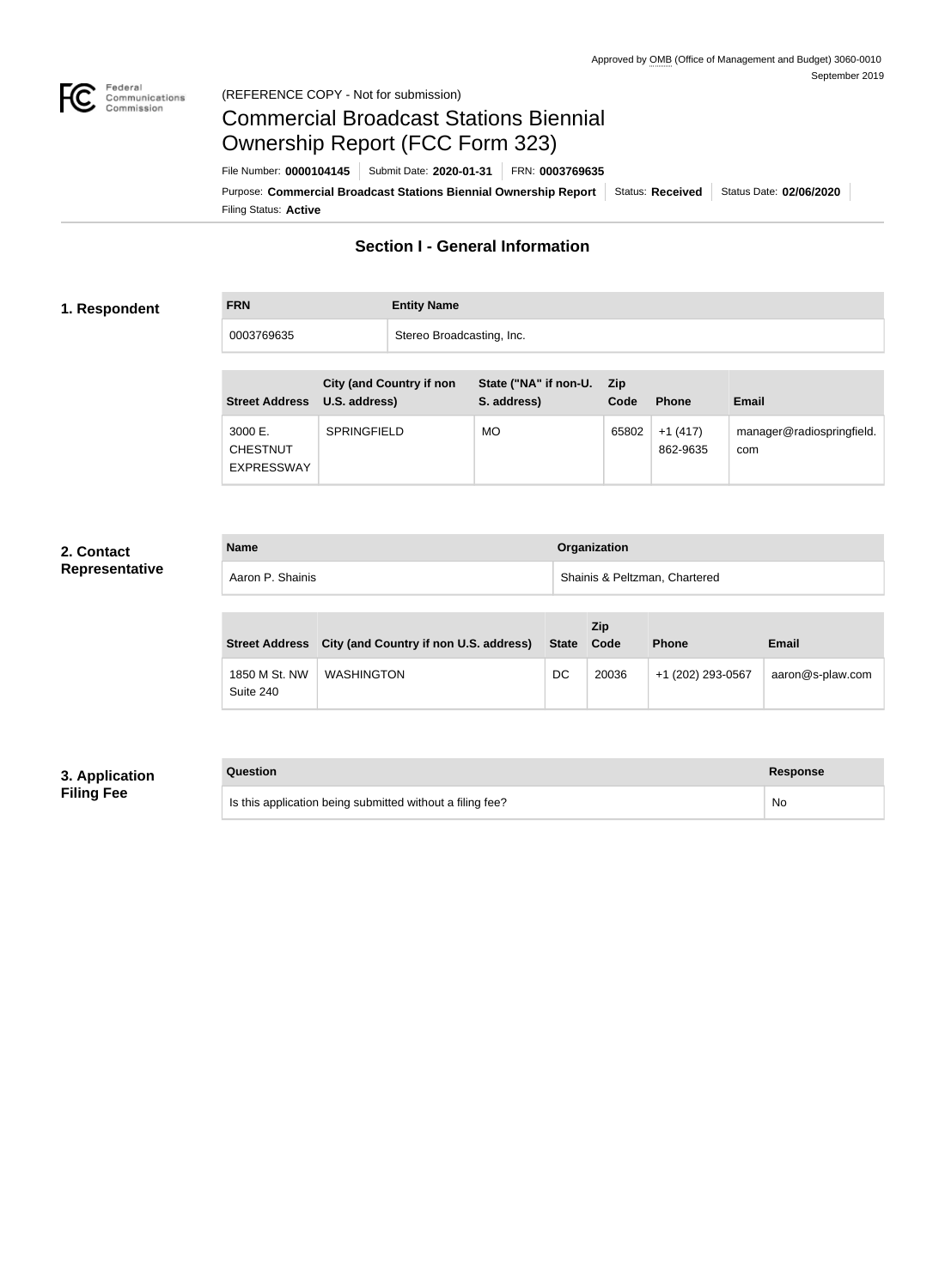Approved by OMB (Office of Management and Budget) 3060-0010
September 2019

(REFERENCE COPY - Not for submission)

# Commercial Broadcast Stations Biennial Ownership Report (FCC Form 323)

File Number: **0000104145** | Submit Date: **2020-01-31** | FRN: **0003769635**

Purpose: **Commercial Broadcast Stations Biennial Ownership Report** | Status: **Received** | Status Date: **02/06/2020**

Filing Status: **Active**

## Section I - General Information

### 1. Respondent

| FRN | Entity Name |
| --- | --- |
| 0003769635 | Stereo Broadcasting, Inc. |

| Street Address | City (and Country if non U.S. address) | State ("NA" if non-U.S. address) | Zip Code | Phone | Email |
| --- | --- | --- | --- | --- | --- |
| 3000 E. CHESTNUT EXPRESSWAY | SPRINGFIELD | MO | 65802 | +1 (417) 862-9635 | manager@radiospringfield.com |

### 2. Contact Representative

| Name | Organization |
| --- | --- |
| Aaron P. Shainis | Shainis & Peltzman, Chartered |

| Street Address | City (and Country if non U.S. address) | State | Zip Code | Phone | Email |
| --- | --- | --- | --- | --- | --- |
| 1850 M St. NW Suite 240 | WASHINGTON | DC | 20036 | +1 (202) 293-0567 | aaron@s-plaw.com |

### 3. Application Filing Fee

| Question | Response |
| --- | --- |
| Is this application being submitted without a filing fee? | No |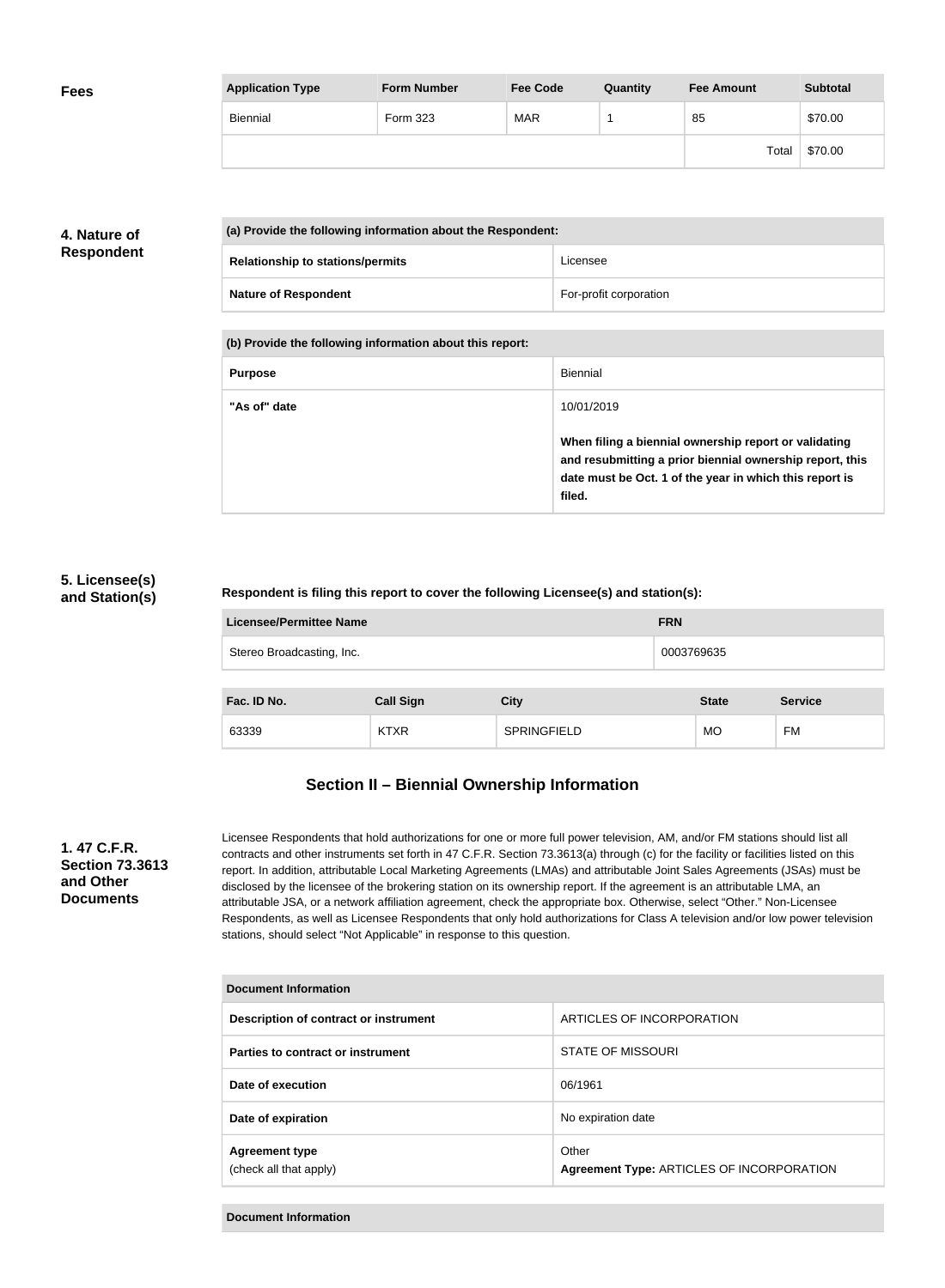## Fees

| Application Type | Form Number | Fee Code | Quantity | Fee Amount | Subtotal |
|---|---|---|---|---|---|
| Biennial | Form 323 | MAR | 1 | 85 | $70.00 |
| | | | | Total | $70.00 |

## 4. Nature of Respondent

| (a) Provide the following information about the Respondent: | |
|---|---|
| Relationship to stations/permits | Licensee |
| Nature of Respondent | For-profit corporation |

| (b) Provide the following information about this report: | |
|---|---|
| Purpose | Biennial |
| "As of" date | 10/01/2019<br><br>**When filing a biennial ownership report or validating and resubmitting a prior biennial ownership report, this date must be Oct. 1 of the year in which this report is filed.** |

## 5. Licensee(s) and Station(s)

**Respondent is filing this report to cover the following Licensee(s) and station(s):**

| Licensee/Permittee Name | FRN |
|---|---|
| Stereo Broadcasting, Inc. | 0003769635 |

| Fac. ID No. | Call Sign | City | State | Service |
|---|---|---|---|---|
| 63339 | KTXR | SPRINGFIELD | MO | FM |

# Section II – Biennial Ownership Information

## 1. 47 C.F.R. Section 73.3613 and Other Documents

Licensee Respondents that hold authorizations for one or more full power television, AM, and/or FM stations should list all contracts and other instruments set forth in 47 C.F.R. Section 73.3613(a) through (c) for the facility or facilities listed on this report. In addition, attributable Local Marketing Agreements (LMAs) and attributable Joint Sales Agreements (JSAs) must be disclosed by the licensee of the brokering station on its ownership report. If the agreement is an attributable LMA, an attributable JSA, or a network affiliation agreement, check the appropriate box. Otherwise, select "Other." Non-Licensee Respondents, as well as Licensee Respondents that only hold authorizations for Class A television and/or low power television stations, should select "Not Applicable" in response to this question.

| Document Information | |
|---|---|
| Description of contract or instrument | ARTICLES OF INCORPORATION |
| Parties to contract or instrument | STATE OF MISSOURI |
| Date of execution | 06/1961 |
| Date of expiration | No expiration date |
| Agreement type (check all that apply) | Other<br>**Agreement Type:** ARTICLES OF INCORPORATION |

| Document Information |
|---|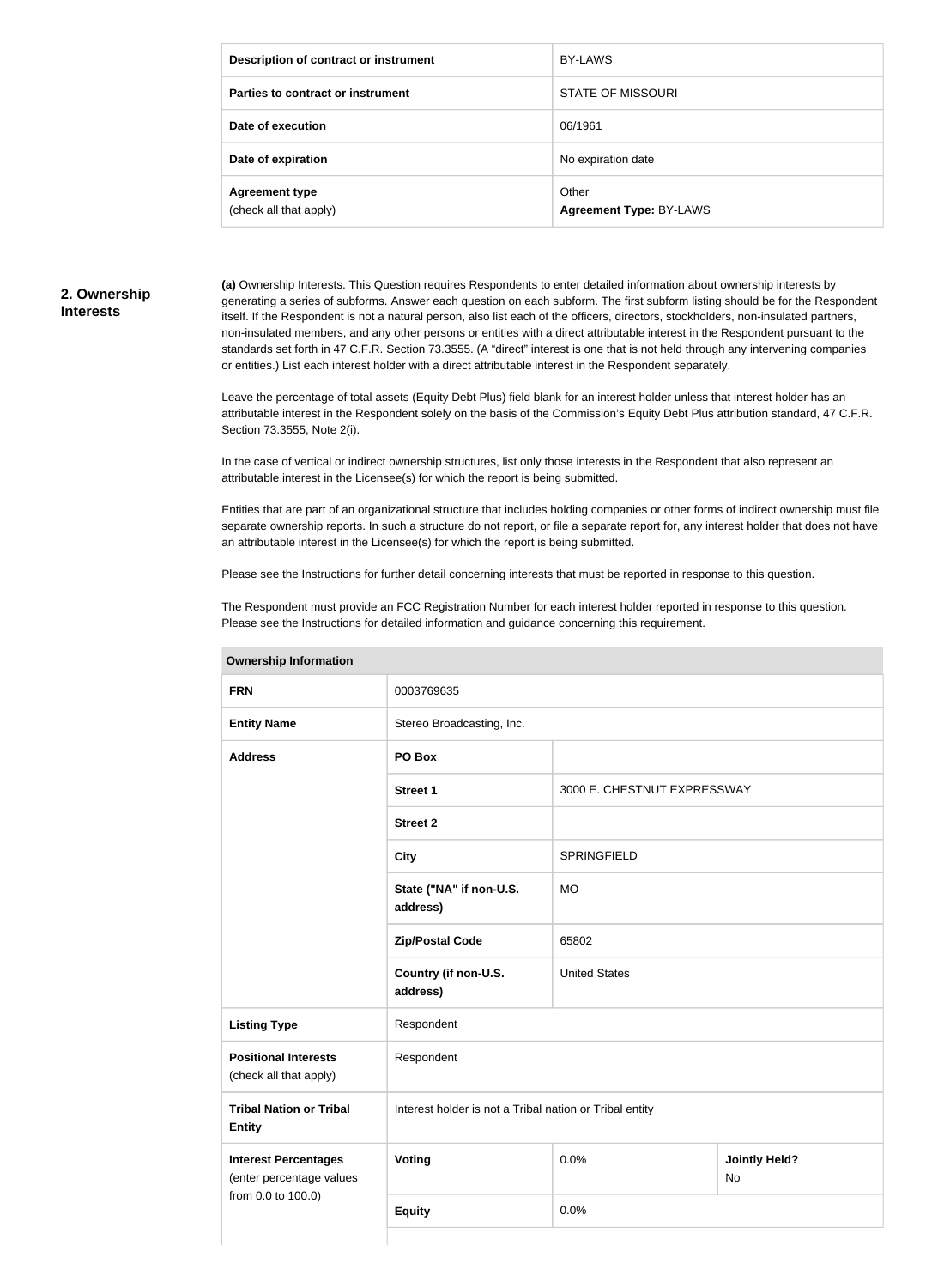| Description of contract or instrument | BY-LAWS |
|---|---|
| Parties to contract or instrument | STATE OF MISSOURI |
| Date of execution | 06/1961 |
| Date of expiration | No expiration date |
| Agreement type (check all that apply) | Other **Agreement Type:** BY-LAWS |

## 2. Ownership Interests

**(a)** Ownership Interests. This Question requires Respondents to enter detailed information about ownership interests by generating a series of subforms. Answer each question on each subform. The first subform listing should be for the Respondent itself. If the Respondent is not a natural person, also list each of the officers, directors, stockholders, non-insulated partners, non-insulated members, and any other persons or entities with a direct attributable interest in the Respondent pursuant to the standards set forth in 47 C.F.R. Section 73.3555. (A "direct" interest is one that is not held through any intervening companies or entities.) List each interest holder with a direct attributable interest in the Respondent separately.

Leave the percentage of total assets (Equity Debt Plus) field blank for an interest holder unless that interest holder has an attributable interest in the Respondent solely on the basis of the Commission's Equity Debt Plus attribution standard, 47 C.F.R. Section 73.3555, Note 2(i).

In the case of vertical or indirect ownership structures, list only those interests in the Respondent that also represent an attributable interest in the Licensee(s) for which the report is being submitted.

Entities that are part of an organizational structure that includes holding companies or other forms of indirect ownership must file separate ownership reports. In such a structure do not report, or file a separate report for, any interest holder that does not have an attributable interest in the Licensee(s) for which the report is being submitted.

Please see the Instructions for further detail concerning interests that must be reported in response to this question.

The Respondent must provide an FCC Registration Number for each interest holder reported in response to this question. Please see the Instructions for detailed information and guidance concerning this requirement.

| Ownership Information | | | |
|---|---|---|---|
| FRN | 0003769635 | | |
| Entity Name | Stereo Broadcasting, Inc. | | |
| Address | PO Box | | |
| | Street 1 | 3000 E. CHESTNUT EXPRESSWAY | |
| | Street 2 | | |
| | City | SPRINGFIELD | |
| | State ("NA" if non-U.S. address) | MO | |
| | Zip/Postal Code | 65802 | |
| | Country (if non-U.S. address) | United States | |
| Listing Type | Respondent | | |
| Positional Interests (check all that apply) | Respondent | | |
| Tribal Nation or Tribal Entity | Interest holder is not a Tribal nation or Tribal entity | | |
| Interest Percentages (enter percentage values from 0.0 to 100.0) | Voting | 0.0% | Jointly Held? No |
| | Equity | 0.0% | |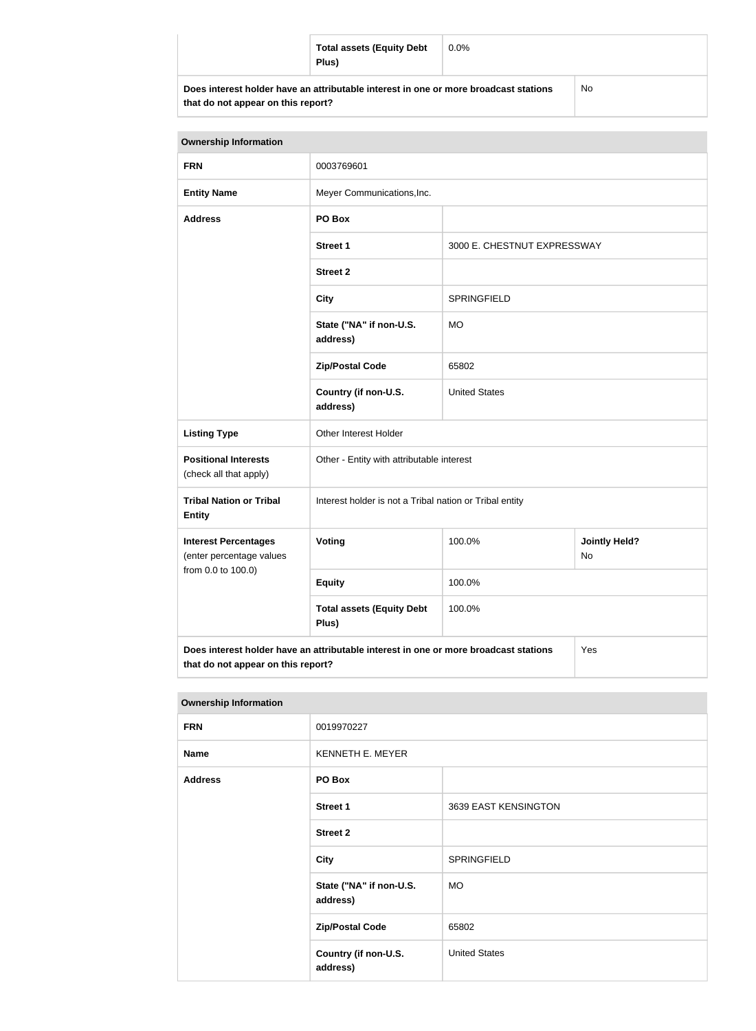| | | |
|---|---|---|
| | **Total assets (Equity Debt Plus)** | 0.0% |
| **Does interest holder have an attributable interest in one or more broadcast stations that do not appear on this report?** | | No |

| **Ownership Information** | | | |
|---|---|---|---|
| **FRN** | 0003769601 | | |
| **Entity Name** | Meyer Communications,Inc. | | |
| **Address** | **PO Box** | | |
| | **Street 1** | 3000 E. CHESTNUT EXPRESSWAY | |
| | **Street 2** | | |
| | **City** | SPRINGFIELD | |
| | **State ("NA" if non-U.S. address)** | MO | |
| | **Zip/Postal Code** | 65802 | |
| | **Country (if non-U.S. address)** | United States | |
| **Listing Type** | Other Interest Holder | | |
| **Positional Interests** (check all that apply) | Other - Entity with attributable interest | | |
| **Tribal Nation or Tribal Entity** | Interest holder is not a Tribal nation or Tribal entity | | |
| **Interest Percentages** (enter percentage values from 0.0 to 100.0) | **Voting** | 100.0% | **Jointly Held?** No |
| | **Equity** | 100.0% | |
| | **Total assets (Equity Debt Plus)** | 100.0% | |
| **Does interest holder have an attributable interest in one or more broadcast stations that do not appear on this report?** | | | Yes |

| **Ownership Information** | | |
|---|---|---|
| **FRN** | 0019970227 | |
| **Name** | KENNETH E. MEYER | |
| **Address** | **PO Box** | |
| | **Street 1** | 3639 EAST KENSINGTON |
| | **Street 2** | |
| | **City** | SPRINGFIELD |
| | **State ("NA" if non-U.S. address)** | MO |
| | **Zip/Postal Code** | 65802 |
| | **Country (if non-U.S. address)** | United States |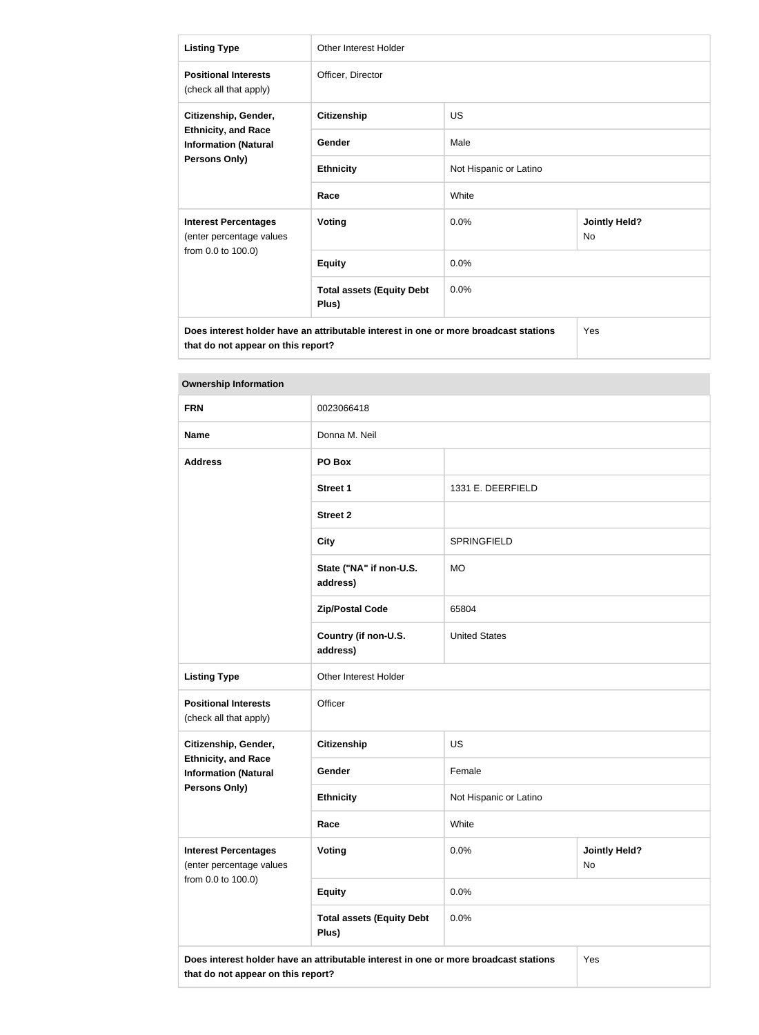| Listing Type | Other Interest Holder | | |
|---|---|---|---|
| **Positional Interests** (check all that apply) | Officer, Director | | |
| **Citizenship, Gender, Ethnicity, and Race Information (Natural Persons Only)** | **Citizenship** | US | |
| | **Gender** | Male | |
| | **Ethnicity** | Not Hispanic or Latino | |
| | **Race** | White | |
| **Interest Percentages** (enter percentage values from 0.0 to 100.0) | **Voting** | 0.0% | **Jointly Held?** No |
| | **Equity** | 0.0% | |
| | **Total assets (Equity Debt Plus)** | 0.0% | |
| **Does interest holder have an attributable interest in one or more broadcast stations that do not appear on this report?** | | | Yes |

| Ownership Information | | | |
|---|---|---|---|
| **FRN** | 0023066418 | | |
| **Name** | Donna M. Neil | | |
| **Address** | **PO Box** | | |
| | **Street 1** | 1331 E. DEERFIELD | |
| | **Street 2** | | |
| | **City** | SPRINGFIELD | |
| | **State ("NA" if non-U.S. address)** | MO | |
| | **Zip/Postal Code** | 65804 | |
| | **Country (if non-U.S. address)** | United States | |
| **Listing Type** | Other Interest Holder | | |
| **Positional Interests** (check all that apply) | Officer | | |
| **Citizenship, Gender, Ethnicity, and Race Information (Natural Persons Only)** | **Citizenship** | US | |
| | **Gender** | Female | |
| | **Ethnicity** | Not Hispanic or Latino | |
| | **Race** | White | |
| **Interest Percentages** (enter percentage values from 0.0 to 100.0) | **Voting** | 0.0% | **Jointly Held?** No |
| | **Equity** | 0.0% | |
| | **Total assets (Equity Debt Plus)** | 0.0% | |
| **Does interest holder have an attributable interest in one or more broadcast stations that do not appear on this report?** | | | Yes |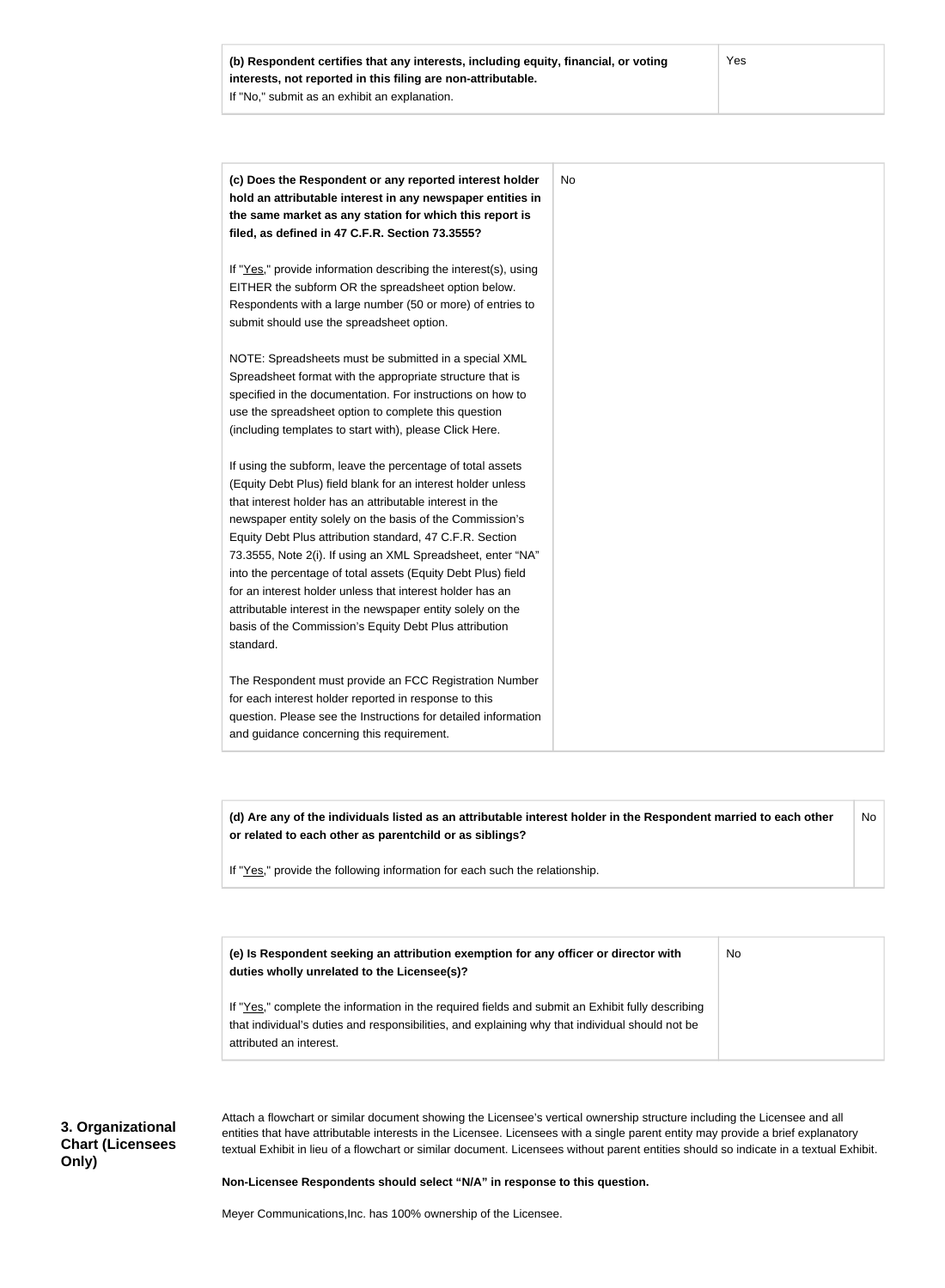| **(b) Respondent certifies that any interests, including equity, financial, or voting interests, not reported in this filing are non-attributable.**<br>If "No," submit as an exhibit an explanation. | Yes |
|---|---|

| **(c) Does the Respondent or any reported interest holder hold an attributable interest in any newspaper entities in the same market as any station for which this report is filed, as defined in 47 C.F.R. Section 73.3555?**<br><br>If "Yes," provide information describing the interest(s), using EITHER the subform OR the spreadsheet option below. Respondents with a large number (50 or more) of entries to submit should use the spreadsheet option.<br><br>NOTE: Spreadsheets must be submitted in a special XML Spreadsheet format with the appropriate structure that is specified in the documentation. For instructions on how to use the spreadsheet option to complete this question (including templates to start with), please Click Here.<br><br>If using the subform, leave the percentage of total assets (Equity Debt Plus) field blank for an interest holder unless that interest holder has an attributable interest in the newspaper entity solely on the basis of the Commission's Equity Debt Plus attribution standard, 47 C.F.R. Section 73.3555, Note 2(i). If using an XML Spreadsheet, enter "NA" into the percentage of total assets (Equity Debt Plus) field for an interest holder unless that interest holder has an attributable interest in the newspaper entity solely on the basis of the Commission's Equity Debt Plus attribution standard.<br><br>The Respondent must provide an FCC Registration Number for each interest holder reported in response to this question. Please see the Instructions for detailed information and guidance concerning this requirement. | No |
|---|---|

| **(d) Are any of the individuals listed as an attributable interest holder in the Respondent married to each other or related to each other as parentchild or as siblings?**<br><br>If "Yes," provide the following information for each such relationship. | No |
|---|---|

| **(e) Is Respondent seeking an attribution exemption for any officer or director with duties wholly unrelated to the Licensee(s)?**<br><br>If "Yes," complete the information in the required fields and submit an Exhibit fully describing that individual's duties and responsibilities, and explaining why that individual should not be attributed an interest. | No |
|---|---|

### 3. Organizational Chart (Licensees Only)

Attach a flowchart or similar document showing the Licensee's vertical ownership structure including the Licensee and all entities that have attributable interests in the Licensee. Licensees with a single parent entity may provide a brief explanatory textual Exhibit in lieu of a flowchart or similar document. Licensees without parent entities should so indicate in a textual Exhibit.

**Non-Licensee Respondents should select "N/A" in response to this question.**

Meyer Communications,Inc. has 100% ownership of the Licensee.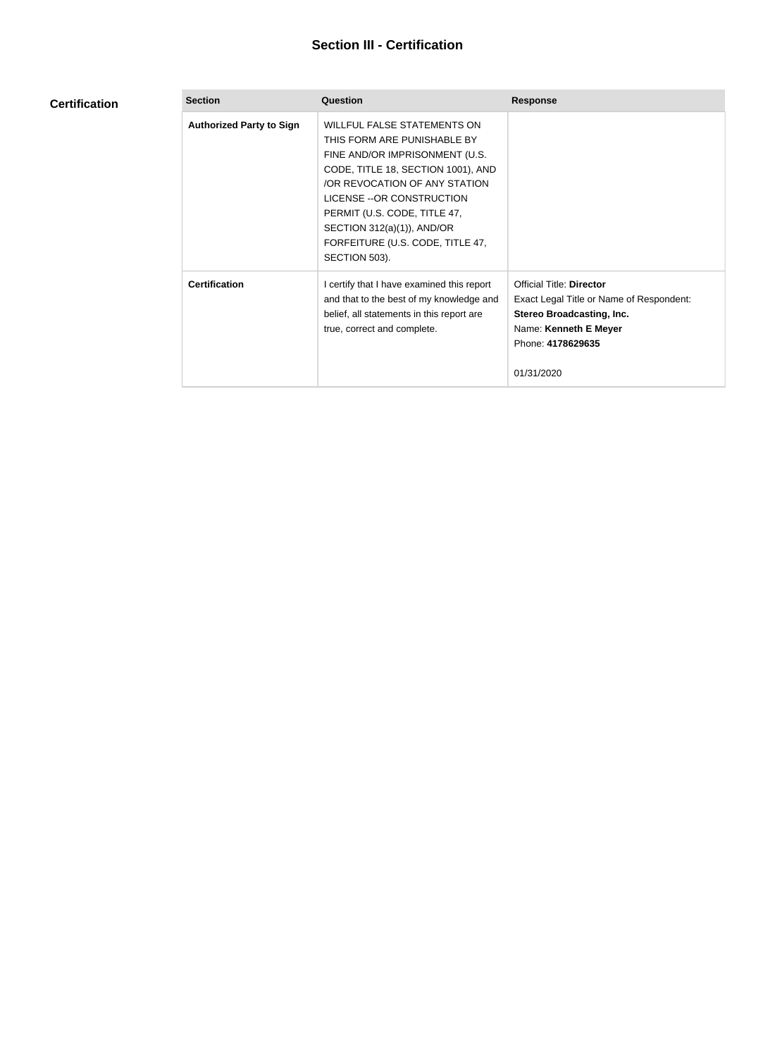# Section III - Certification

**Certification**

| Section | Question | Response |
|---|---|---|
| **Authorized Party to Sign** | WILLFUL FALSE STATEMENTS ON THIS FORM ARE PUNISHABLE BY FINE AND/OR IMPRISONMENT (U.S. CODE, TITLE 18, SECTION 1001), AND /OR REVOCATION OF ANY STATION LICENSE --OR CONSTRUCTION PERMIT (U.S. CODE, TITLE 47, SECTION 312(a)(1)), AND/OR FORFEITURE (U.S. CODE, TITLE 47, SECTION 503). | |
| **Certification** | I certify that I have examined this report and that to the best of my knowledge and belief, all statements in this report are true, correct and complete. | Official Title: **Director**<br>Exact Legal Title or Name of Respondent: **Stereo Broadcasting, Inc.**<br>Name: **Kenneth E Meyer**<br>Phone: **4178629635**<br><br>01/31/2020 |